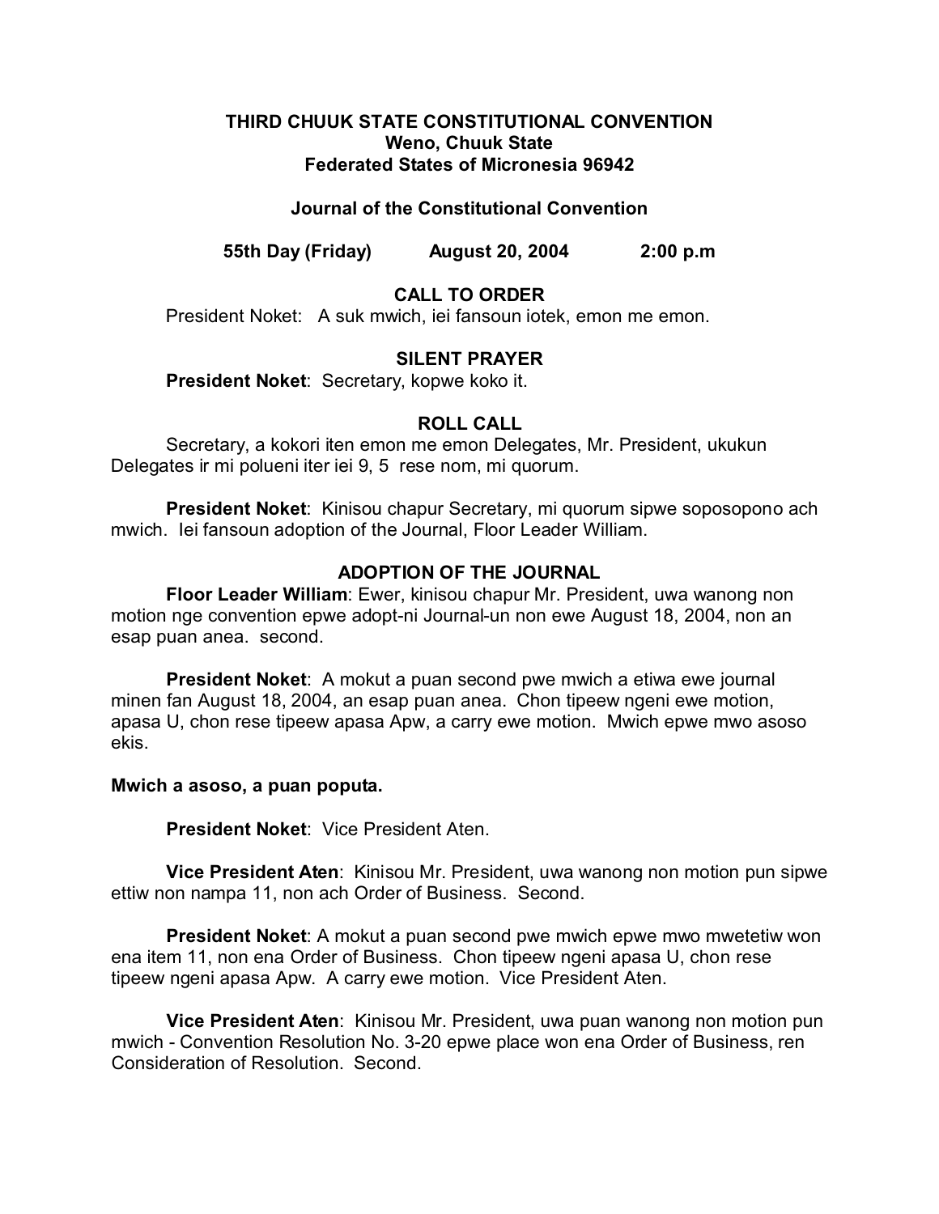**THIRD CHUUK STATE CONSTITUTIONAL CONVENTION**
**Weno, Chuuk State**
**Federated States of Micronesia 96942**

**Journal of the Constitutional Convention**

**55th Day (Friday) August 20, 2004 2:00 p.m**

## CALL TO ORDER

President Noket: A suk mwich, iei fansoun iotek, emon me emon.

## SILENT PRAYER

**President Noket**: Secretary, kopwe koko it.

## ROLL CALL

Secretary, a kokori iten emon me emon Delegates, Mr. President, ukukun Delegates ir mi polueni iter iei 9, 5 rese nom, mi quorum.

**President Noket**: Kinisou chapur Secretary, mi quorum sipwe soposopono ach mwich. Iei fansoun adoption of the Journal, Floor Leader William.

## ADOPTION OF THE JOURNAL

**Floor Leader William**: Ewer, kinisou chapur Mr. President, uwa wanong non motion nge convention epwe adopt-ni Journal-un non ewe August 18, 2004, non an esap puan anea. second.

**President Noket**: A mokut a puan second pwe mwich a etiwa ewe journal minen fan August 18, 2004, an esap puan anea. Chon tipeew ngeni ewe motion, apasa U, chon rese tipeew apasa Apw, a carry ewe motion. Mwich epwe mwo asoso ekis.

**Mwich a asoso, a puan poputa.**

**President Noket**: Vice President Aten.

**Vice President Aten**: Kinisou Mr. President, uwa wanong non motion pun sipwe ettiw non nampa 11, non ach Order of Business. Second.

**President Noket**: A mokut a puan second pwe mwich epwe mwo mwetetiw won ena item 11, non ena Order of Business. Chon tipeew ngeni apasa U, chon rese tipeew ngeni apasa Apw. A carry ewe motion. Vice President Aten.

**Vice President Aten**: Kinisou Mr. President, uwa puan wanong non motion pun mwich - Convention Resolution No. 3-20 epwe place won ena Order of Business, ren Consideration of Resolution. Second.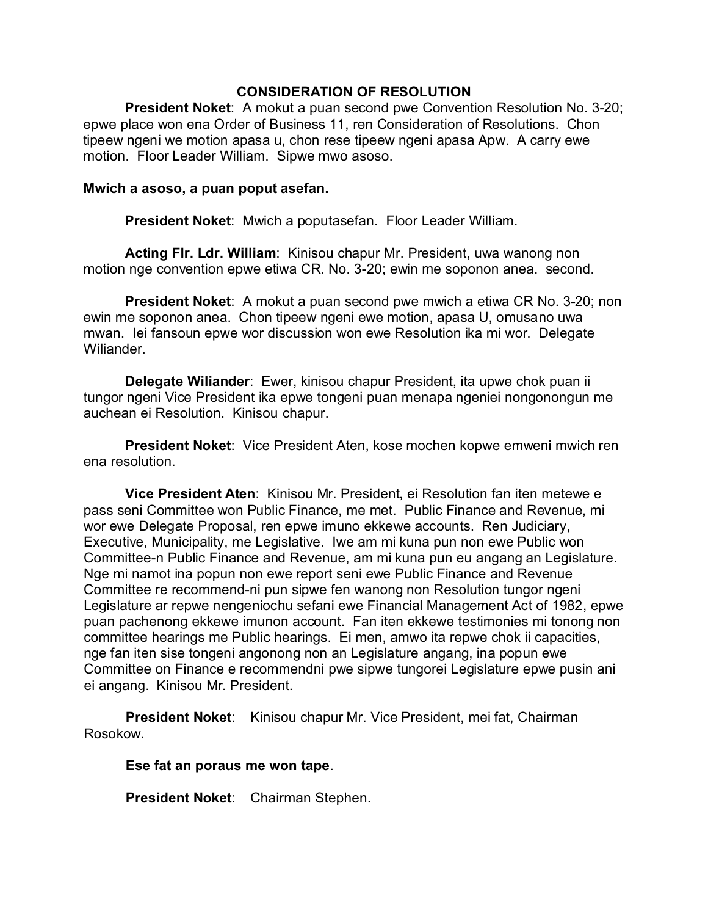## CONSIDERATION OF RESOLUTION

**President Noket**: A mokut a puan second pwe Convention Resolution No. 3-20; epwe place won ena Order of Business 11, ren Consideration of Resolutions. Chon tipeew ngeni we motion apasa u, chon rese tipeew ngeni apasa Apw. A carry ewe motion. Floor Leader William. Sipwe mwo asoso.

**Mwich a asoso, a puan poput asefan.**

**President Noket**: Mwich a poputasefan. Floor Leader William.

**Acting Flr. Ldr. William**: Kinisou chapur Mr. President, uwa wanong non motion nge convention epwe etiwa CR. No. 3-20; ewin me soponon anea. second.

**President Noket**: A mokut a puan second pwe mwich a etiwa CR No. 3-20; non ewin me soponon anea. Chon tipeew ngeni ewe motion, apasa U, omusano uwa mwan. Iei fansoun epwe wor discussion won ewe Resolution ika mi wor. Delegate Wiliander.

**Delegate Wiliander**: Ewer, kinisou chapur President, ita upwe chok puan ii tungor ngeni Vice President ika epwe tongeni puan menapa ngeniei nongonongun me auchean ei Resolution. Kinisou chapur.

**President Noket**: Vice President Aten, kose mochen kopwe emweni mwich ren ena resolution.

**Vice President Aten**: Kinisou Mr. President, ei Resolution fan iten metewe e pass seni Committee won Public Finance, me met. Public Finance and Revenue, mi wor ewe Delegate Proposal, ren epwe imuno ekkewe accounts. Ren Judiciary, Executive, Municipality, me Legislative. Iwe am mi kuna pun non ewe Public won Committee-n Public Finance and Revenue, am mi kuna pun eu angang an Legislature. Nge mi namot ina popun non ewe report seni ewe Public Finance and Revenue Committee re recommend-ni pun sipwe fen wanong non Resolution tungor ngeni Legislature ar repwe nengeniochu sefani ewe Financial Management Act of 1982, epwe puan pachenong ekkewe imunon account. Fan iten ekkewe testimonies mi tonong non committee hearings me Public hearings. Ei men, amwo ita repwe chok ii capacities, nge fan iten sise tongeni angonong non an Legislature angang, ina popun ewe Committee on Finance e recommendni pwe sipwe tungorei Legislature epwe pusin ani ei angang. Kinisou Mr. President.

**President Noket**: Kinisou chapur Mr. Vice President, mei fat, Chairman Rosokow.

**Ese fat an poraus me won tape**.

**President Noket**: Chairman Stephen.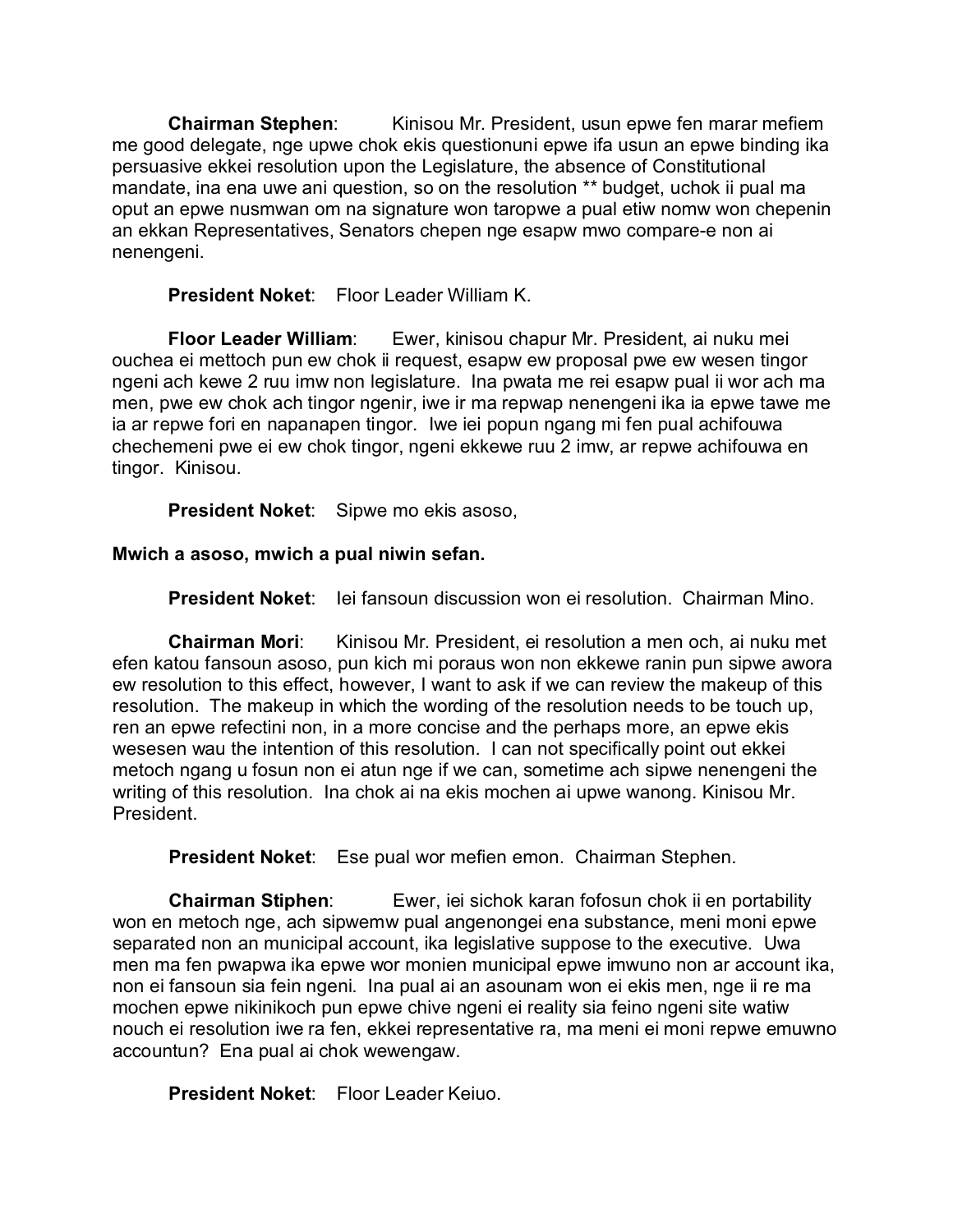**Chairman Stephen**: Kinisou Mr. President, usun epwe fen marar mefiem me good delegate, nge upwe chok ekis questionuni epwe ifa usun an epwe binding ika persuasive ekkei resolution upon the Legislature, the absence of Constitutional mandate, ina ena uwe ani question, so on the resolution ** budget, uchok ii pual ma oput an epwe nusmwan om na signature won taropwe a pual etiw nomw won chepenin an ekkan Representatives, Senators chepen nge esapw mwo compare-e non ai nenengeni.

**President Noket**: Floor Leader William K.

**Floor Leader William**: Ewer, kinisou chapur Mr. President, ai nuku mei ouchea ei mettoch pun ew chok ii request, esapw ew proposal pwe ew wesen tingor ngeni ach kewe 2 ruu imw non legislature. Ina pwata me rei esapw pual ii wor ach ma men, pwe ew chok ach tingor ngenir, iwe ir ma repwap nenengeni ika ia epwe tawe me ia ar repwe fori en napanapen tingor. Iwe iei popun ngang mi fen pual achifouwa chechemeni pwe ei ew chok tingor, ngeni ekkewe ruu 2 imw, ar repwe achifouwa en tingor. Kinisou.

**President Noket**: Sipwe mo ekis asoso,

**Mwich a asoso, mwich a pual niwin sefan.**

**President Noket**: Iei fansoun discussion won ei resolution. Chairman Mino.

**Chairman Mori**: Kinisou Mr. President, ei resolution a men och, ai nuku met efen katou fansoun asoso, pun kich mi poraus won non ekkewe ranin pun sipwe awora ew resolution to this effect, however, I want to ask if we can review the makeup of this resolution. The makeup in which the wording of the resolution needs to be touch up, ren an epwe refectini non, in a more concise and the perhaps more, an epwe ekis wesesen wau the intention of this resolution. I can not specifically point out ekkei metoch ngang u fosun non ei atun nge if we can, sometime ach sipwe nenengeni the writing of this resolution. Ina chok ai na ekis mochen ai upwe wanong. Kinisou Mr. President.

**President Noket**: Ese pual wor mefien emon. Chairman Stephen.

**Chairman Stiphen**: Ewer, iei sichok karan fofosun chok ii en portability won en metoch nge, ach sipwemw pual angenongei ena substance, meni moni epwe separated non an municipal account, ika legislative suppose to the executive. Uwa men ma fen pwapwa ika epwe wor monien municipal epwe imwuno non ar account ika, non ei fansoun sia fein ngeni. Ina pual ai an asounam won ei ekis men, nge ii re ma mochen epwe nikinikoch pun epwe chive ngeni ei reality sia feino ngeni site watiw nouch ei resolution iwe ra fen, ekkei representative ra, ma meni ei moni repwe emuwno accountun? Ena pual ai chok wewengaw.

**President Noket**: Floor Leader Keiuo.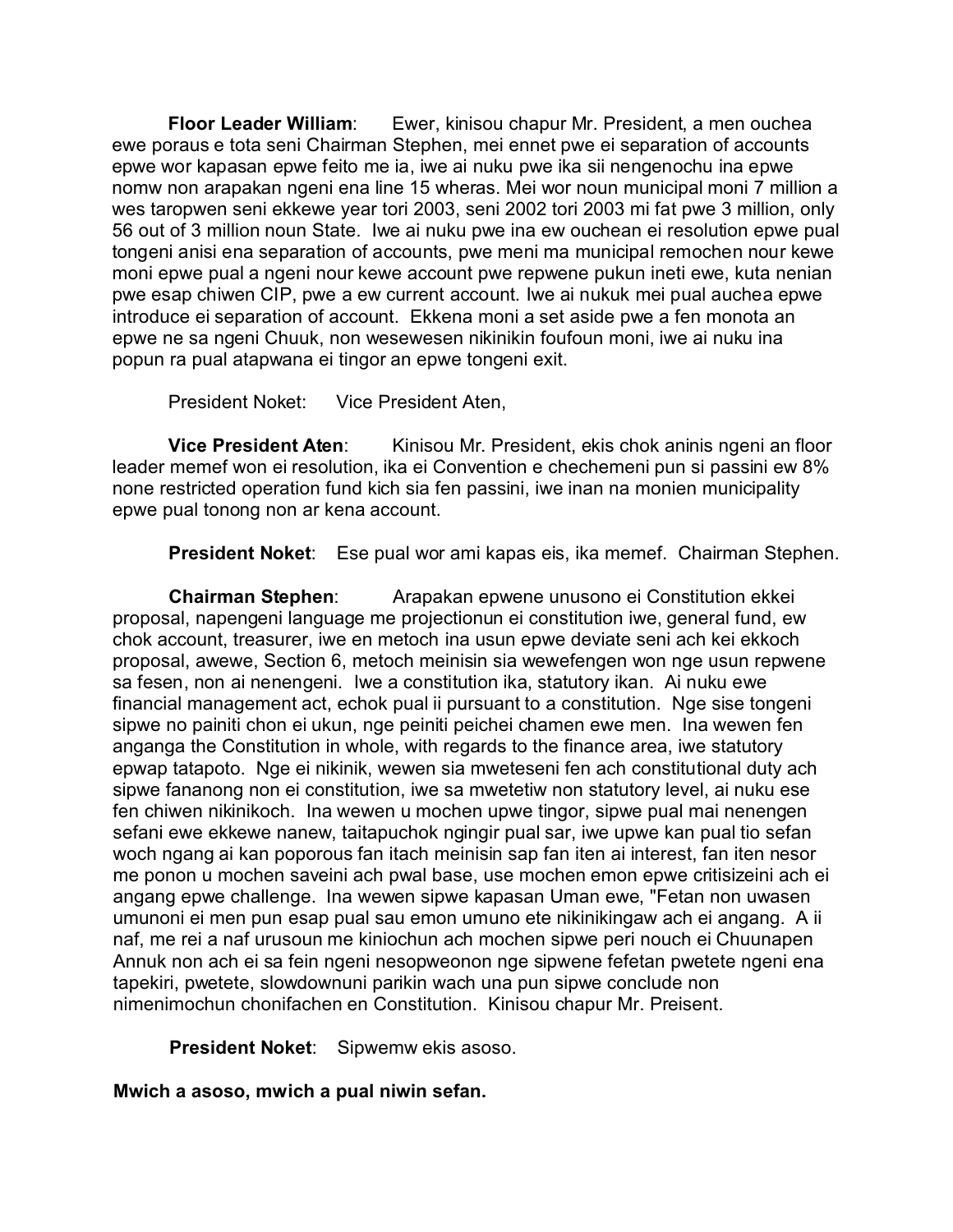**Floor Leader William**: Ewer, kinisou chapur Mr. President, a men ouchea ewe poraus e tota seni Chairman Stephen, mei ennet pwe ei separation of accounts epwe wor kapasan epwe feito me ia, iwe ai nuku pwe ika sii nengenochu ina epwe nomw non arapakan ngeni ena line 15 wheras. Mei wor noun municipal moni 7 million a wes taropwen seni ekkewe year tori 2003, seni 2002 tori 2003 mi fat pwe 3 million, only 56 out of 3 million noun State. Iwe ai nuku pwe ina ew ouchean ei resolution epwe pual tongeni anisi ena separation of accounts, pwe meni ma municipal remochen nour kewe moni epwe pual a ngeni nour kewe account pwe repwene pukun ineti ewe, kuta nenian pwe esap chiwen CIP, pwe a ew current account. Iwe ai nukuk mei pual auchea epwe introduce ei separation of account. Ekkena moni a set aside pwe a fen monota an epwe ne sa ngeni Chuuk, non wesewesen nikinikin foufoun moni, iwe ai nuku ina popun ra pual atapwana ei tingor an epwe tongeni exit.

President Noket: Vice President Aten,

**Vice President Aten**: Kinisou Mr. President, ekis chok aninis ngeni an floor leader memef won ei resolution, ika ei Convention e chechemeni pun si passini ew 8% none restricted operation fund kich sia fen passini, iwe inan na monien municipality epwe pual tonong non ar kena account.

**President Noket**: Ese pual wor ami kapas eis, ika memef. Chairman Stephen.

**Chairman Stephen**: Arapakan epwene unusono ei Constitution ekkei proposal, napengeni language me projectionun ei constitution iwe, general fund, ew chok account, treasurer, iwe en metoch ina usun epwe deviate seni ach kei ekkoch proposal, awewe, Section 6, metoch meinisin sia wewefengen won nge usun repwene sa fesen, non ai nenengeni. Iwe a constitution ika, statutory ikan. Ai nuku ewe financial management act, echok pual ii pursuant to a constitution. Nge sise tongeni sipwe no painiti chon ei ukun, nge peiniti peichei chamen ewe men. Ina wewen fen anganga the Constitution in whole, with regards to the finance area, iwe statutory epwap tatapoto. Nge ei nikinik, wewen sia mweteseni fen ach constitutional duty ach sipwe fananong non ei constitution, iwe sa mwetetiw non statutory level, ai nuku ese fen chiwen nikinikoch. Ina wewen u mochen upwe tingor, sipwe pual mai nenengen sefani ewe ekkewe nanew, taitapuchok ngingir pual sar, iwe upwe kan pual tio sefan woch ngang ai kan poporous fan itach meinisin sap fan iten ai interest, fan iten nesor me ponon u mochen saveini ach pwal base, use mochen emon epwe critisizeini ach ei angang epwe challenge. Ina wewen sipwe kapasan Uman ewe, "Fetan non uwasen umunoni ei men pun esap pual sau emon umuno ete nikinikingaw ach ei angang. A ii naf, me rei a naf urusoun me kiniochun ach mochen sipwe peri nouch ei Chuunapen Annuk non ach ei sa fein ngeni nesopweonon nge sipwene fefetan pwetete ngeni ena tapekiri, pwetete, slowdownuni parikin wach una pun sipwe conclude non nimenimochun chonifachen en Constitution. Kinisou chapur Mr. Preisent.

**President Noket**: Sipwemw ekis asoso.

**Mwich a asoso, mwich a pual niwin sefan.**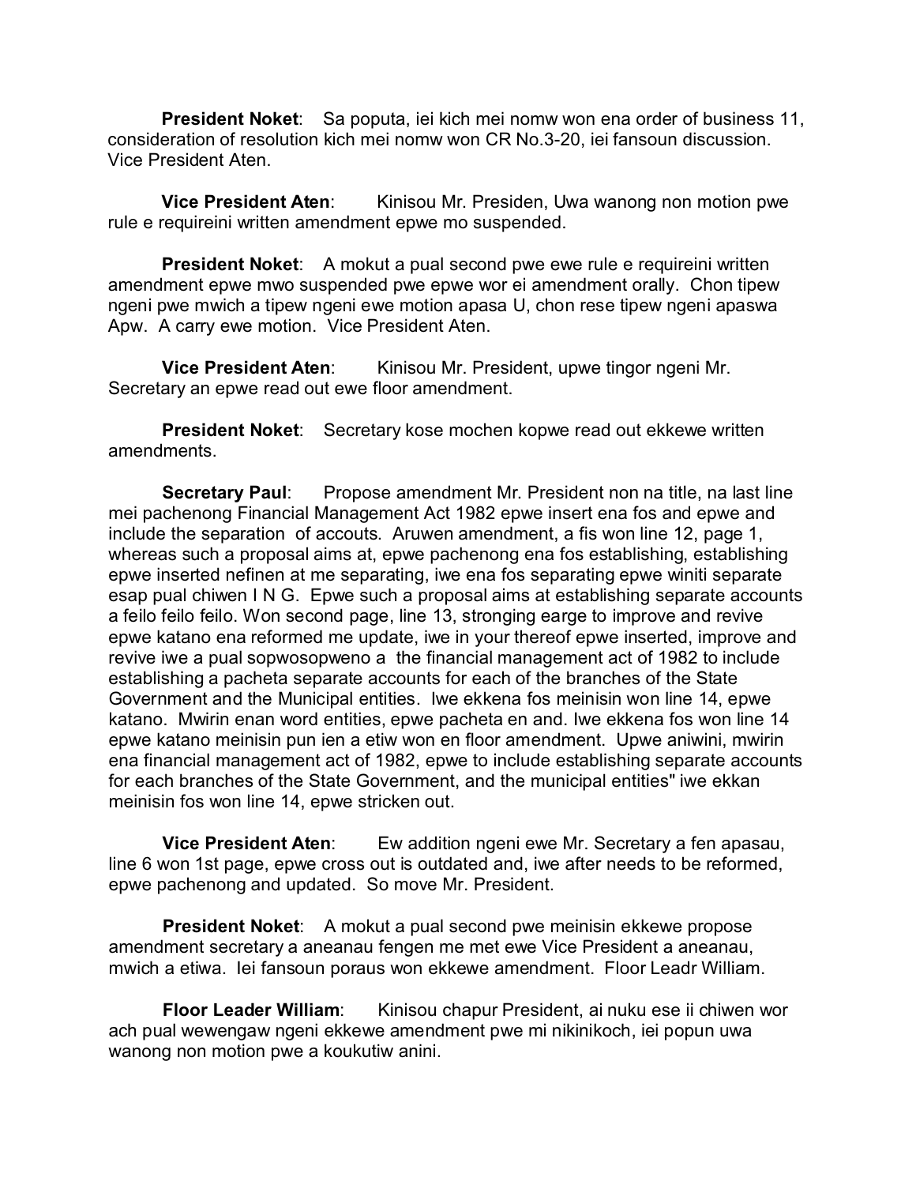**President Noket**: Sa poputa, iei kich mei nomw won ena order of business 11, consideration of resolution kich mei nomw won CR No.3-20, iei fansoun discussion. Vice President Aten.

**Vice President Aten**: Kinisou Mr. Presiden, Uwa wanong non motion pwe rule e requireini written amendment epwe mo suspended.

**President Noket**: A mokut a pual second pwe ewe rule e requireini written amendment epwe mwo suspended pwe epwe wor ei amendment orally. Chon tipew ngeni pwe mwich a tipew ngeni ewe motion apasa U, chon rese tipew ngeni apaswa Apw. A carry ewe motion. Vice President Aten.

**Vice President Aten**: Kinisou Mr. President, upwe tingor ngeni Mr. Secretary an epwe read out ewe floor amendment.

**President Noket**: Secretary kose mochen kopwe read out ekkewe written amendments.

**Secretary Paul**: Propose amendment Mr. President non na title, na last line mei pachenong Financial Management Act 1982 epwe insert ena fos and epwe and include the separation of accouts. Aruwen amendment, a fis won line 12, page 1, whereas such a proposal aims at, epwe pachenong ena fos establishing, establishing epwe inserted nefinen at me separating, iwe ena fos separating epwe winiti separate esap pual chiwen I N G. Epwe such a proposal aims at establishing separate accounts a feilo feilo feilo. Won second page, line 13, stronging earge to improve and revive epwe katano ena reformed me update, iwe in your thereof epwe inserted, improve and revive iwe a pual sopwosopweno a the financial management act of 1982 to include establishing a pacheta separate accounts for each of the branches of the State Government and the Municipal entities. Iwe ekkena fos meinisin won line 14, epwe katano. Mwirin enan word entities, epwe pacheta en and. Iwe ekkena fos won line 14 epwe katano meinisin pun ien a etiw won en floor amendment. Upwe aniwini, mwirin ena financial management act of 1982, epwe to include establishing separate accounts for each branches of the State Government, and the municipal entities" iwe ekkan meinisin fos won line 14, epwe stricken out.

**Vice President Aten**: Ew addition ngeni ewe Mr. Secretary a fen apasau, line 6 won 1st page, epwe cross out is outdated and, iwe after needs to be reformed, epwe pachenong and updated. So move Mr. President.

**President Noket**: A mokut a pual second pwe meinisin ekkewe propose amendment secretary a aneanau fengen me met ewe Vice President a aneanau, mwich a etiwa. Iei fansoun poraus won ekkewe amendment. Floor Leadr William.

**Floor Leader William**: Kinisou chapur President, ai nuku ese ii chiwen wor ach pual wewengaw ngeni ekkewe amendment pwe mi nikinikoch, iei popun uwa wanong non motion pwe a koukutiw anini.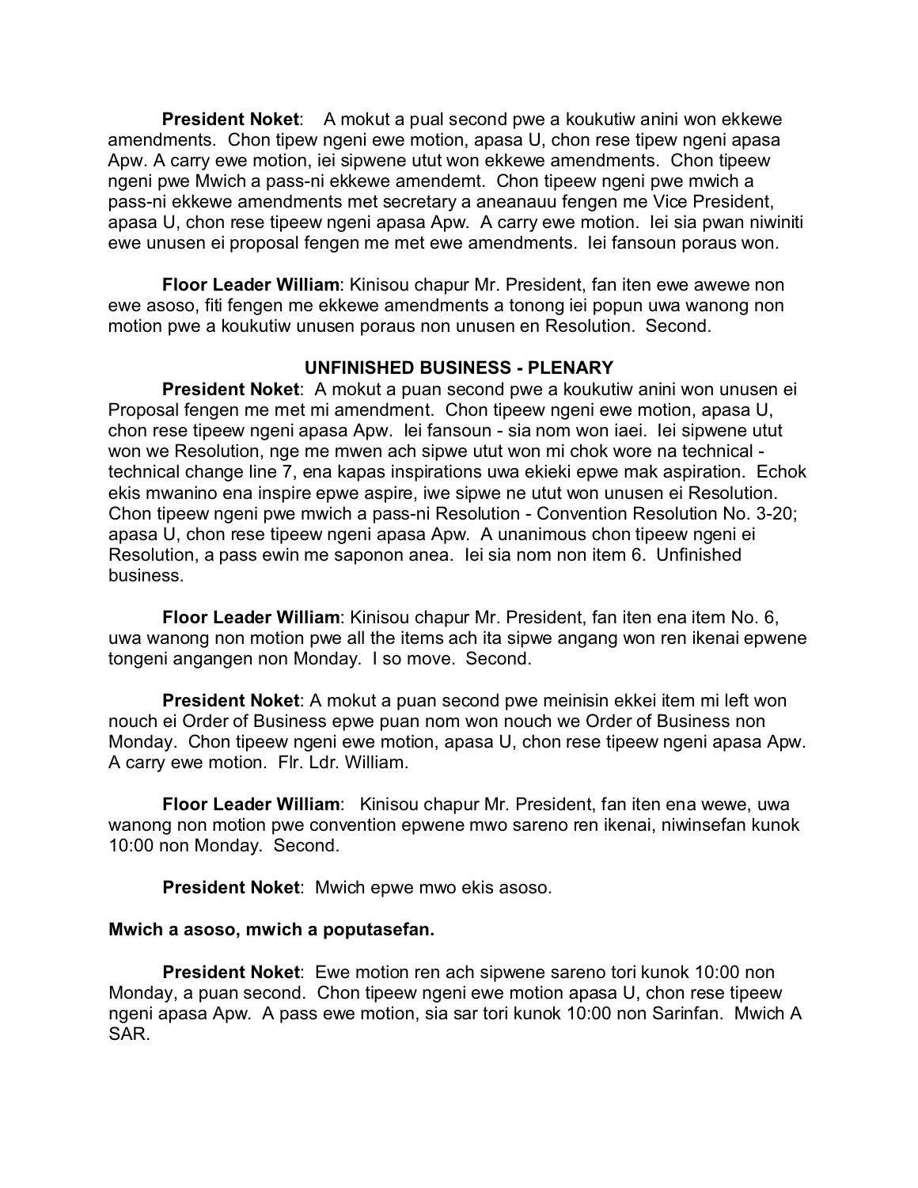**President Noket**: A mokut a pual second pwe a koukutiw anini won ekkewe amendments. Chon tipew ngeni ewe motion, apasa U, chon rese tipew ngeni apasa Apw. A carry ewe motion, iei sipwene utut won ekkewe amendments. Chon tipeew ngeni pwe Mwich a pass-ni ekkewe amendemt. Chon tipeew ngeni pwe mwich a pass-ni ekkewe amendments met secretary a aneanauu fengen me Vice President, apasa U, chon rese tipeew ngeni apasa Apw. A carry ewe motion. Iei sia pwan niwiniti ewe unusen ei proposal fengen me met ewe amendments. Iei fansoun poraus won.

**Floor Leader William**: Kinisou chapur Mr. President, fan iten ewe awewe non ewe asoso, fiti fengen me ekkewe amendments a tonong iei popun uwa wanong non motion pwe a koukutiw unusen poraus non unusen en Resolution. Second.

**UNFINISHED BUSINESS - PLENARY**

**President Noket**: A mokut a puan second pwe a koukutiw anini won unusen ei Proposal fengen me met mi amendment. Chon tipeew ngeni ewe motion, apasa U, chon rese tipeew ngeni apasa Apw. Iei fansoun - sia nom won iaei. Iei sipwene utut won we Resolution, nge me mwen ach sipwe utut won mi chok wore na technical - technical change line 7, ena kapas inspirations uwa ekieki epwe mak aspiration. Echok ekis mwanino ena inspire epwe aspire, iwe sipwe ne utut won unusen ei Resolution. Chon tipeew ngeni pwe mwich a pass-ni Resolution - Convention Resolution No. 3-20; apasa U, chon rese tipeew ngeni apasa Apw. A unanimous chon tipeew ngeni ei Resolution, a pass ewin me saponon anea. Iei sia nom non item 6. Unfinished business.

**Floor Leader William**: Kinisou chapur Mr. President, fan iten ena item No. 6, uwa wanong non motion pwe all the items ach ita sipwe angang won ren ikenai epwene tongeni angangen non Monday. I so move. Second.

**President Noket**: A mokut a puan second pwe meinisin ekkei item mi left won nouch ei Order of Business epwe puan nom won nouch we Order of Business non Monday. Chon tipeew ngeni ewe motion, apasa U, chon rese tipeew ngeni apasa Apw. A carry ewe motion. Flr. Ldr. William.

**Floor Leader William**: Kinisou chapur Mr. President, fan iten ena wewe, uwa wanong non motion pwe convention epwene mwo sareno ren ikenai, niwinsefan kunok 10:00 non Monday. Second.

**President Noket**: Mwich epwe mwo ekis asoso.

**Mwich a asoso, mwich a poputasefan.**

**President Noket**: Ewe motion ren ach sipwene sareno tori kunok 10:00 non Monday, a puan second. Chon tipeew ngeni ewe motion apasa U, chon rese tipeew ngeni apasa Apw. A pass ewe motion, sia sar tori kunok 10:00 non Sarinfan. Mwich A SAR.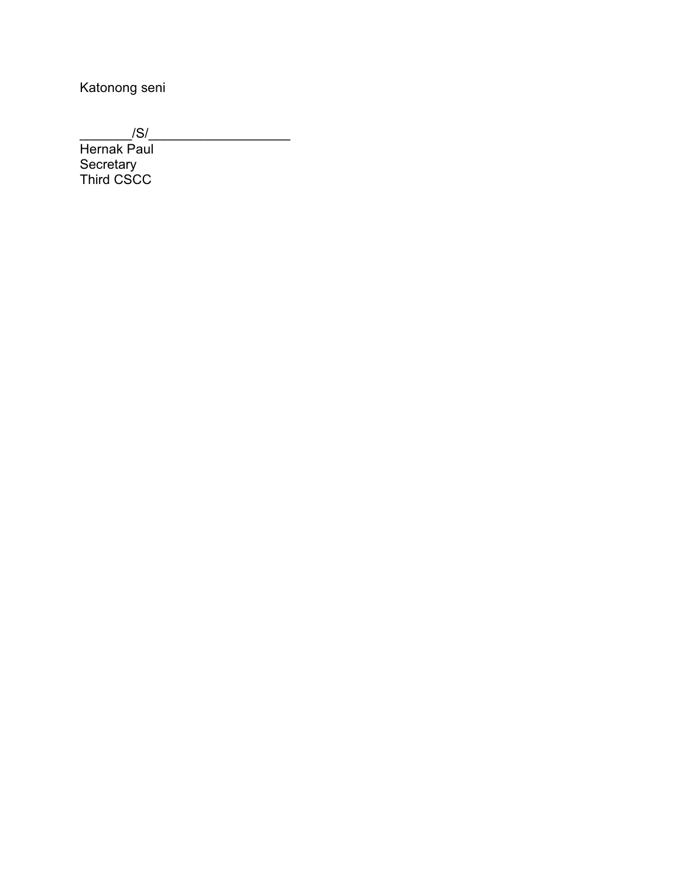Katonong seni

_______/S/___________________
Hernak Paul
Secretary
Third CSCC